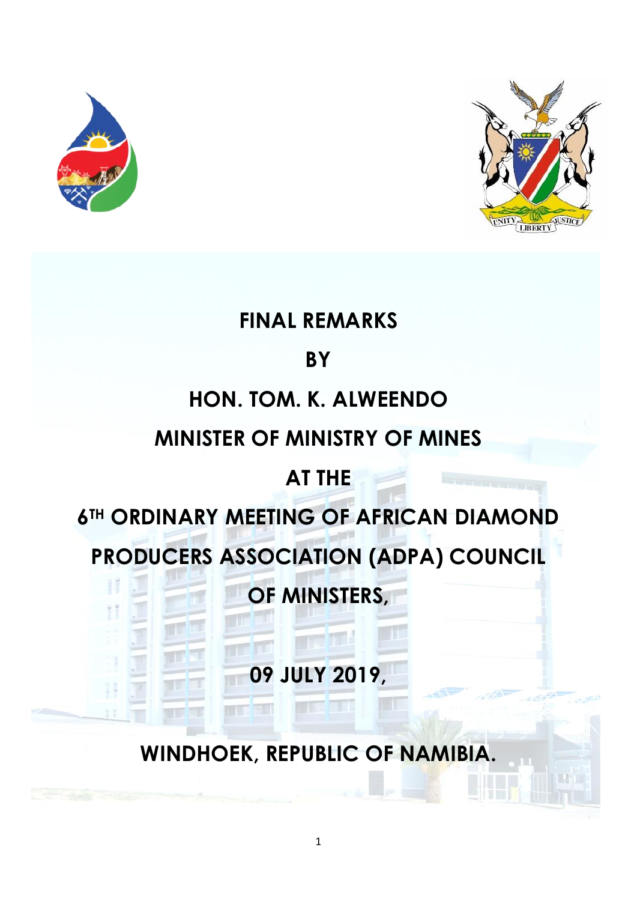# FINAL REMARKS

# BY

# HON. TOM. K. ALWEENDO

# MINISTER OF MINISTRY OF MINES

# AT THE

# 6TH ORDINARY MEETING OF AFRICAN DIAMOND PRODUCERS ASSOCIATION (ADPA) COUNCIL OF MINISTERS,

# 09 JULY 2019,

# WINDHOEK, REPUBLIC OF NAMIBIA.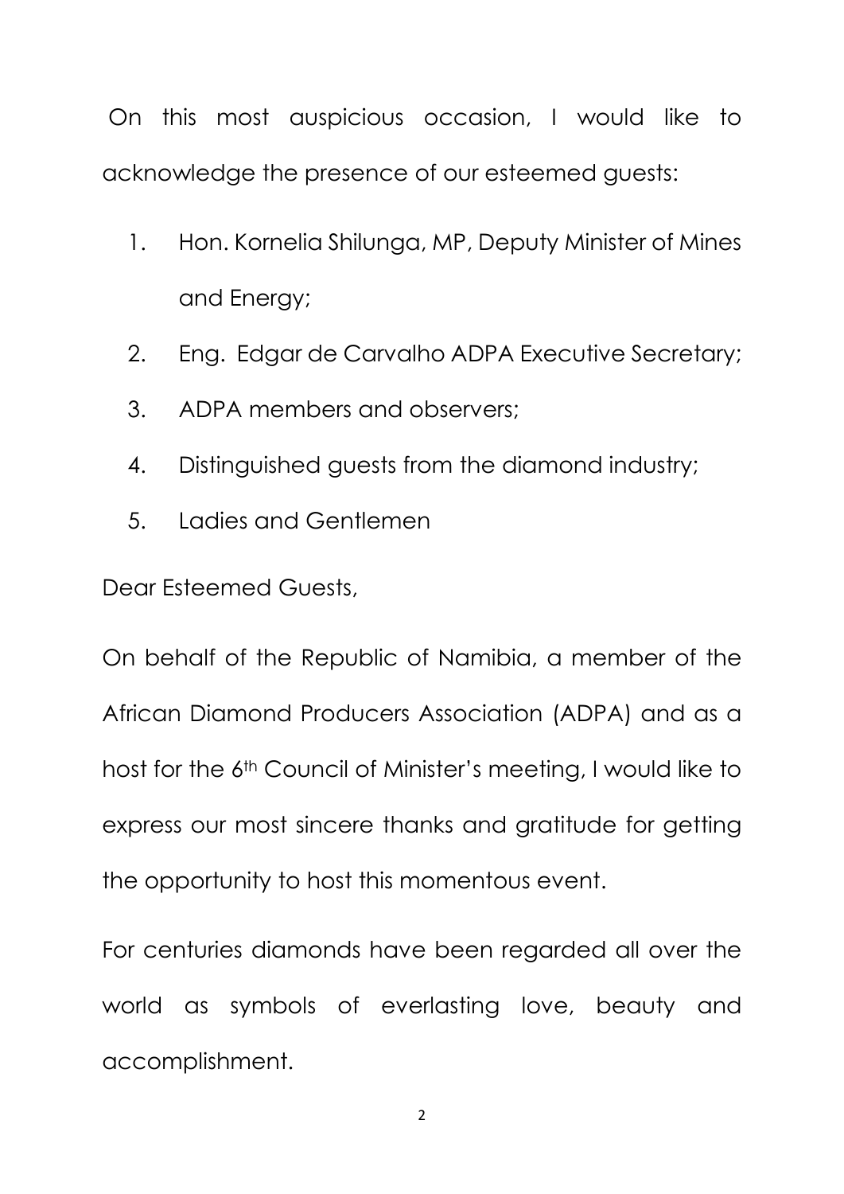On this most auspicious occasion, I would like to acknowledge the presence of our esteemed guests:

1. Hon. Kornelia Shilunga, MP, Deputy Minister of Mines and Energy;
2. Eng. Edgar de Carvalho ADPA Executive Secretary;
3. ADPA members and observers;
4. Distinguished guests from the diamond industry;
5. Ladies and Gentlemen

Dear Esteemed Guests,

On behalf of the Republic of Namibia, a member of the African Diamond Producers Association (ADPA) and as a host for the 6th Council of Minister's meeting, I would like to express our most sincere thanks and gratitude for getting the opportunity to host this momentous event.

For centuries diamonds have been regarded all over the world as symbols of everlasting love, beauty and accomplishment.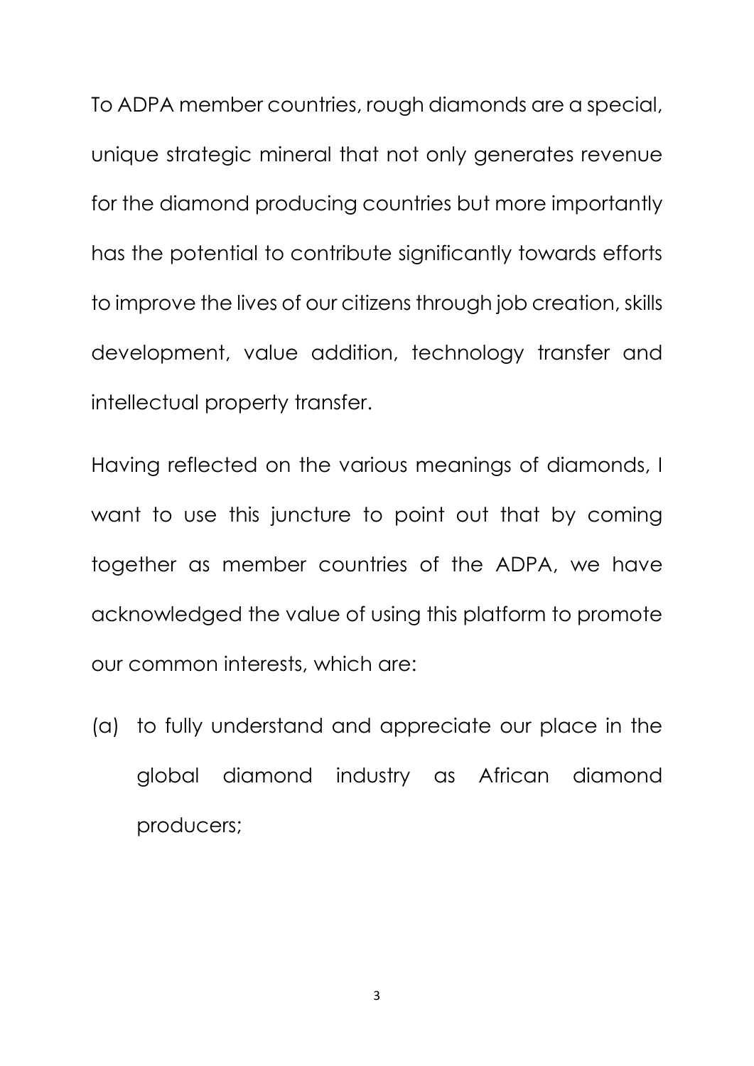To ADPA member countries, rough diamonds are a special, unique strategic mineral that not only generates revenue for the diamond producing countries but more importantly has the potential to contribute significantly towards efforts to improve the lives of our citizens through job creation, skills development, value addition, technology transfer and intellectual property transfer.

Having reflected on the various meanings of diamonds, I want to use this juncture to point out that by coming together as member countries of the ADPA, we have acknowledged the value of using this platform to promote our common interests, which are:

(a) to fully understand and appreciate our place in the global diamond industry as African diamond producers;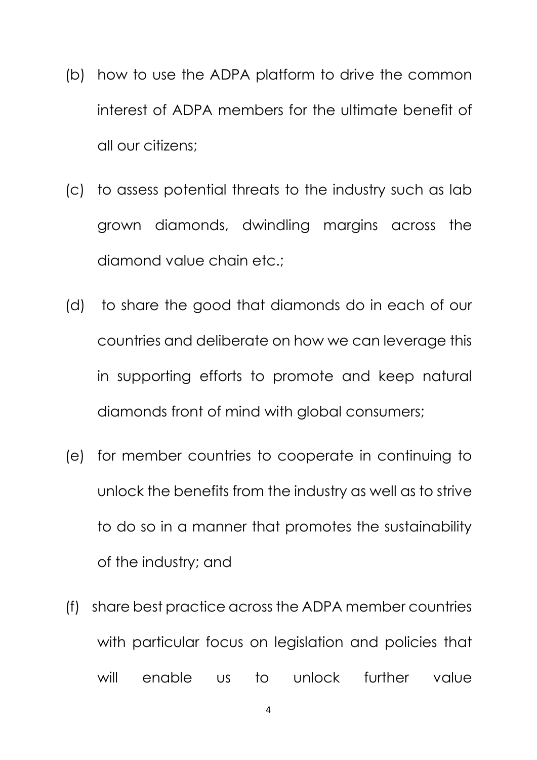(b) how to use the ADPA platform to drive the common interest of ADPA members for the ultimate benefit of all our citizens;

(c) to assess potential threats to the industry such as lab grown diamonds, dwindling margins across the diamond value chain etc.;

(d) to share the good that diamonds do in each of our countries and deliberate on how we can leverage this in supporting efforts to promote and keep natural diamonds front of mind with global consumers;

(e) for member countries to cooperate in continuing to unlock the benefits from the industry as well as to strive to do so in a manner that promotes the sustainability of the industry; and

(f) share best practice across the ADPA member countries with particular focus on legislation and policies that will enable us to unlock further value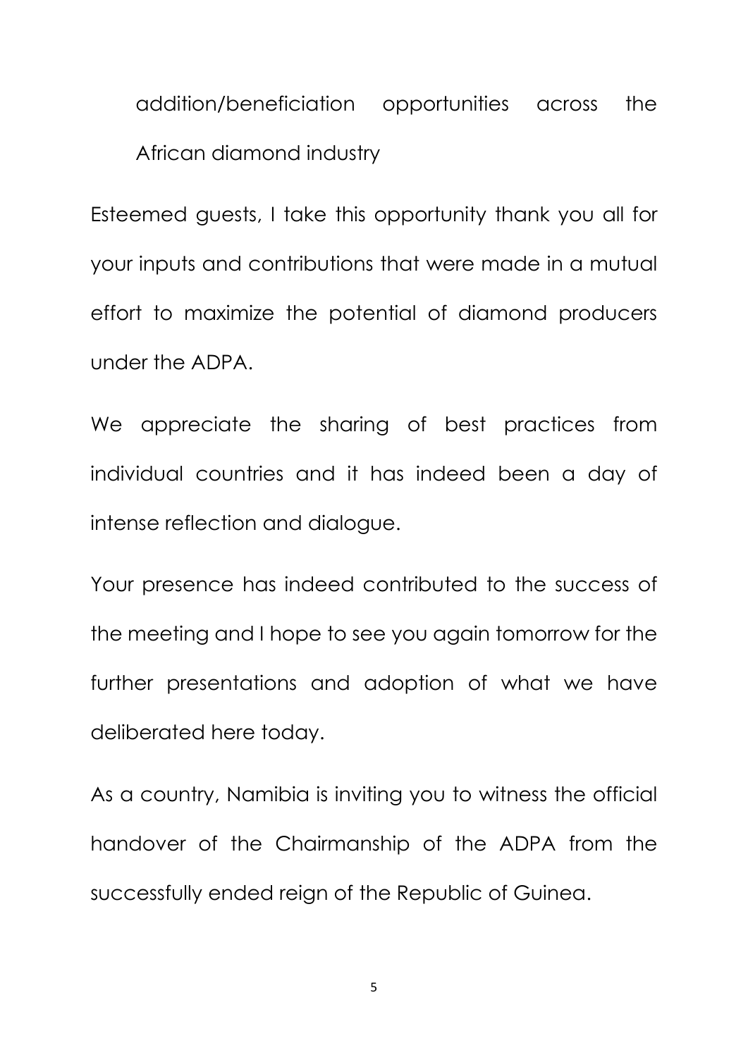addition/beneficiation opportunities across the African diamond industry

Esteemed guests, I take this opportunity thank you all for your inputs and contributions that were made in a mutual effort to maximize the potential of diamond producers under the ADPA.

We appreciate the sharing of best practices from individual countries and it has indeed been a day of intense reflection and dialogue.

Your presence has indeed contributed to the success of the meeting and I hope to see you again tomorrow for the further presentations and adoption of what we have deliberated here today.

As a country, Namibia is inviting you to witness the official handover of the Chairmanship of the ADPA from the successfully ended reign of the Republic of Guinea.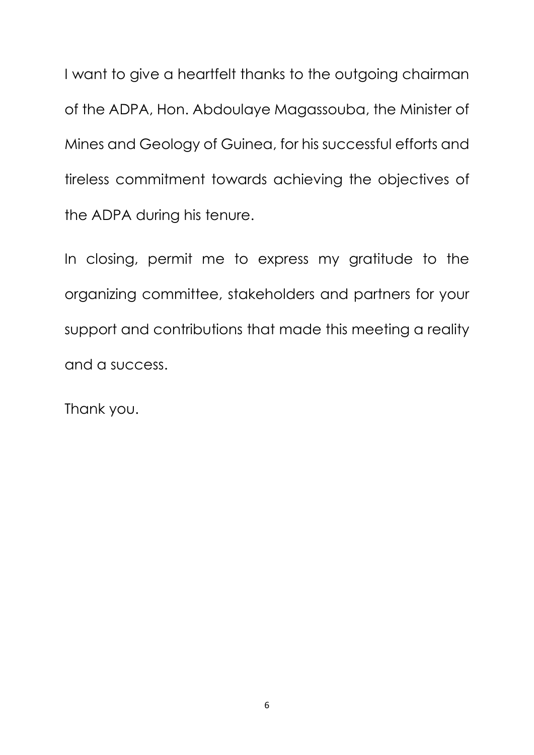I want to give a heartfelt thanks to the outgoing chairman of the ADPA, Hon. Abdoulaye Magassouba, the Minister of Mines and Geology of Guinea, for his successful efforts and tireless commitment towards achieving the objectives of the ADPA during his tenure.

In closing, permit me to express my gratitude to the organizing committee, stakeholders and partners for your support and contributions that made this meeting a reality and a success.

Thank you.